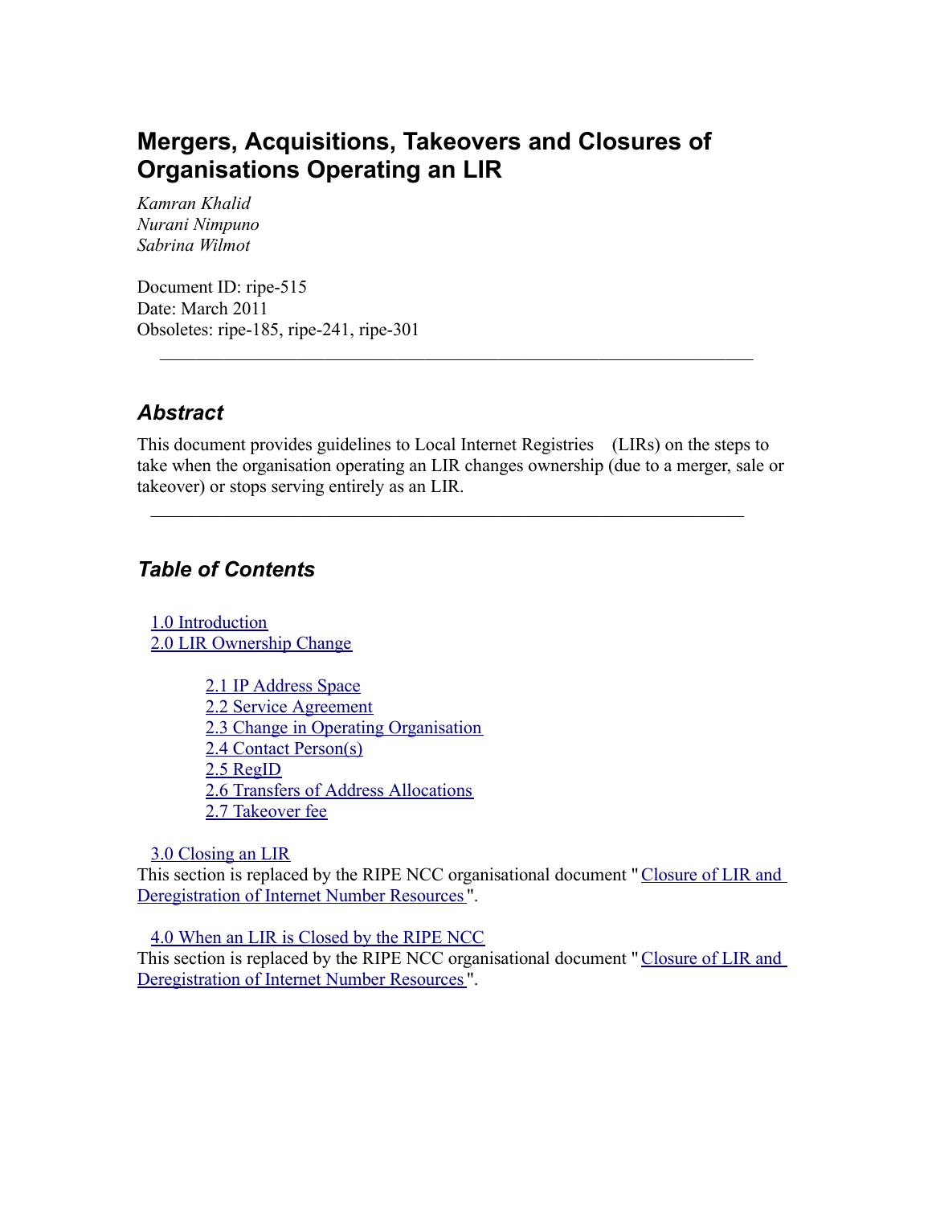# Mergers, Acquisitions, Takeovers and Closures of Organisations Operating an LIR

*Kamran Khalid*
*Nurani Nimpuno*
*Sabrina Wilmot*

Document ID: ripe-515
Date: March 2011
Obsoletes: ripe-185, ripe-241, ripe-301

---

## *Abstract*

This document provides guidelines to Local Internet Registries (LIRs) on the steps to take when the organisation operating an LIR changes ownership (due to a merger, sale or takeover) or stops serving entirely as an LIR.

---

## *Table of Contents*

1.0 Introduction
2.0 LIR Ownership Change

- 2.1 IP Address Space
- 2.2 Service Agreement
- 2.3 Change in Operating Organisation
- 2.4 Contact Person(s)
- 2.5 RegID
- 2.6 Transfers of Address Allocations
- 2.7 Takeover fee

3.0 Closing an LIR
This section is replaced by the RIPE NCC organisational document "Closure of LIR and Deregistration of Internet Number Resources".

4.0 When an LIR is Closed by the RIPE NCC
This section is replaced by the RIPE NCC organisational document "Closure of LIR and Deregistration of Internet Number Resources".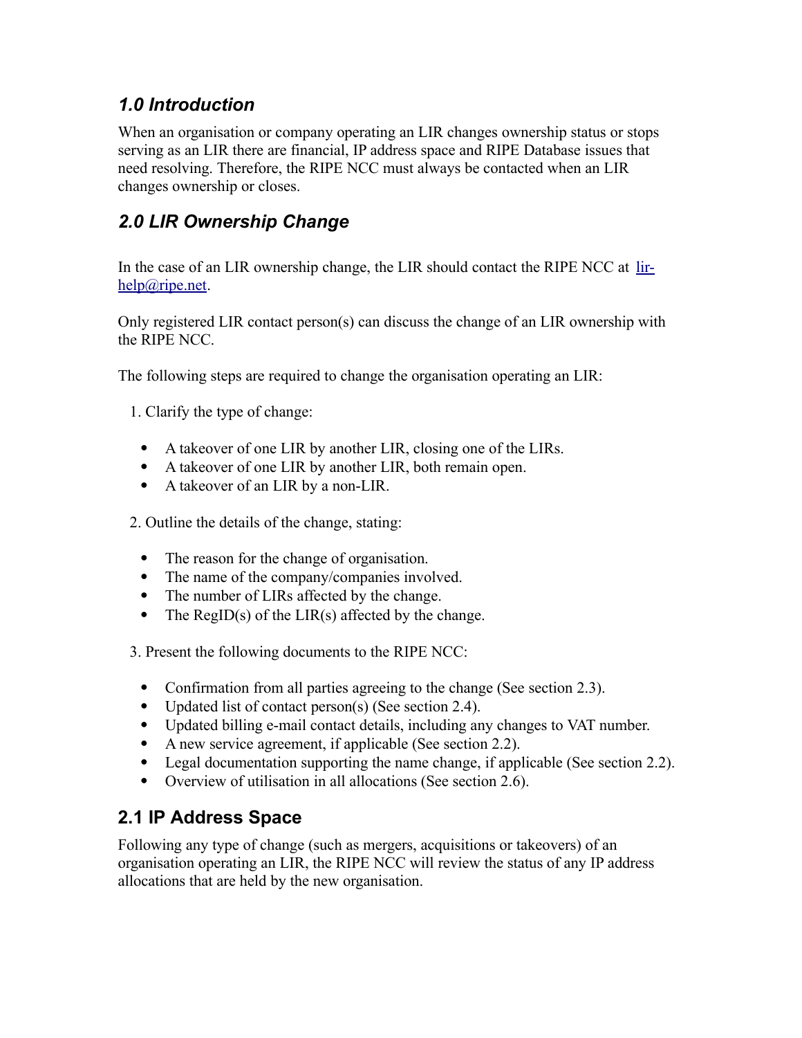## *1.0 Introduction*

When an organisation or company operating an LIR changes ownership status or stops serving as an LIR there are financial, IP address space and RIPE Database issues that need resolving. Therefore, the RIPE NCC must always be contacted when an LIR changes ownership or closes.

## *2.0 LIR Ownership Change*

In the case of an LIR ownership change, the LIR should contact the RIPE NCC at lir-help@ripe.net.

Only registered LIR contact person(s) can discuss the change of an LIR ownership with the RIPE NCC.

The following steps are required to change the organisation operating an LIR:

1. Clarify the type of change:

   - A takeover of one LIR by another LIR, closing one of the LIRs.
   - A takeover of one LIR by another LIR, both remain open.
   - A takeover of an LIR by a non-LIR.

2. Outline the details of the change, stating:

   - The reason for the change of organisation.
   - The name of the company/companies involved.
   - The number of LIRs affected by the change.
   - The RegID(s) of the LIR(s) affected by the change.

3. Present the following documents to the RIPE NCC:

   - Confirmation from all parties agreeing to the change (See section 2.3).
   - Updated list of contact person(s) (See section 2.4).
   - Updated billing e-mail contact details, including any changes to VAT number.
   - A new service agreement, if applicable (See section 2.2).
   - Legal documentation supporting the name change, if applicable (See section 2.2).
   - Overview of utilisation in all allocations (See section 2.6).

### 2.1 IP Address Space

Following any type of change (such as mergers, acquisitions or takeovers) of an organisation operating an LIR, the RIPE NCC will review the status of any IP address allocations that are held by the new organisation.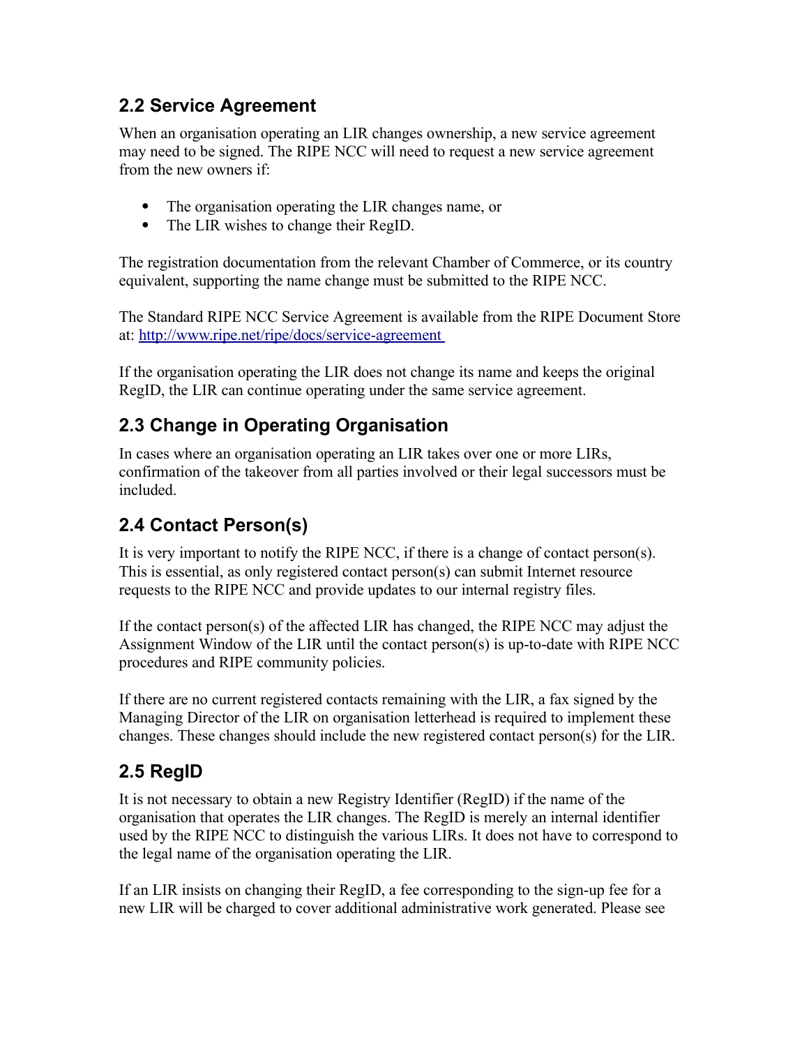## 2.2 Service Agreement

When an organisation operating an LIR changes ownership, a new service agreement may need to be signed. The RIPE NCC will need to request a new service agreement from the new owners if:

- The organisation operating the LIR changes name, or
- The LIR wishes to change their RegID.

The registration documentation from the relevant Chamber of Commerce, or its country equivalent, supporting the name change must be submitted to the RIPE NCC.

The Standard RIPE NCC Service Agreement is available from the RIPE Document Store at: http://www.ripe.net/ripe/docs/service-agreement

If the organisation operating the LIR does not change its name and keeps the original RegID, the LIR can continue operating under the same service agreement.

## 2.3 Change in Operating Organisation

In cases where an organisation operating an LIR takes over one or more LIRs, confirmation of the takeover from all parties involved or their legal successors must be included.

## 2.4 Contact Person(s)

It is very important to notify the RIPE NCC, if there is a change of contact person(s). This is essential, as only registered contact person(s) can submit Internet resource requests to the RIPE NCC and provide updates to our internal registry files.

If the contact person(s) of the affected LIR has changed, the RIPE NCC may adjust the Assignment Window of the LIR until the contact person(s) is up-to-date with RIPE NCC procedures and RIPE community policies.

If there are no current registered contacts remaining with the LIR, a fax signed by the Managing Director of the LIR on organisation letterhead is required to implement these changes. These changes should include the new registered contact person(s) for the LIR.

## 2.5 RegID

It is not necessary to obtain a new Registry Identifier (RegID) if the name of the organisation that operates the LIR changes. The RegID is merely an internal identifier used by the RIPE NCC to distinguish the various LIRs. It does not have to correspond to the legal name of the organisation operating the LIR.

If an LIR insists on changing their RegID, a fee corresponding to the sign-up fee for a new LIR will be charged to cover additional administrative work generated. Please see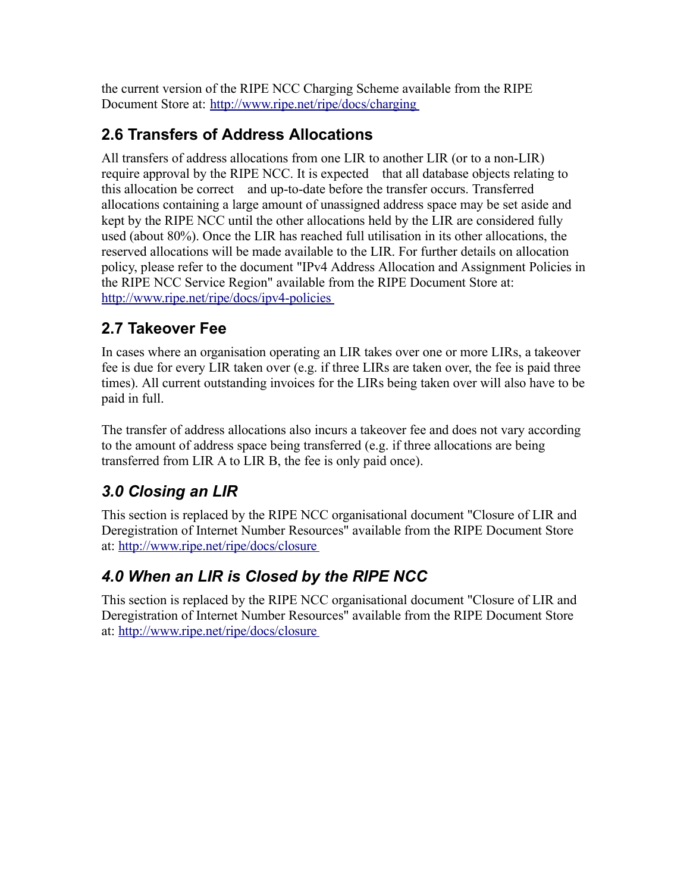the current version of the RIPE NCC Charging Scheme available from the RIPE Document Store at: [http://www.ripe.net/ripe/docs/charging](http://www.ripe.net/ripe/docs/charging)

## 2.6 Transfers of Address Allocations

All transfers of address allocations from one LIR to another LIR (or to a non-LIR) require approval by the RIPE NCC. It is expected that all database objects relating to this allocation be correct and up-to-date before the transfer occurs. Transferred allocations containing a large amount of unassigned address space may be set aside and kept by the RIPE NCC until the other allocations held by the LIR are considered fully used (about 80%). Once the LIR has reached full utilisation in its other allocations, the reserved allocations will be made available to the LIR. For further details on allocation policy, please refer to the document "IPv4 Address Allocation and Assignment Policies in the RIPE NCC Service Region" available from the RIPE Document Store at: [http://www.ripe.net/ripe/docs/ipv4-policies](http://www.ripe.net/ripe/docs/ipv4-policies)

## 2.7 Takeover Fee

In cases where an organisation operating an LIR takes over one or more LIRs, a takeover fee is due for every LIR taken over (e.g. if three LIRs are taken over, the fee is paid three times). All current outstanding invoices for the LIRs being taken over will also have to be paid in full.

The transfer of address allocations also incurs a takeover fee and does not vary according to the amount of address space being transferred (e.g. if three allocations are being transferred from LIR A to LIR B, the fee is only paid once).

## *3.0 Closing an LIR*

This section is replaced by the RIPE NCC organisational document "Closure of LIR and Deregistration of Internet Number Resources" available from the RIPE Document Store at: [http://www.ripe.net/ripe/docs/closure](http://www.ripe.net/ripe/docs/closure)

## *4.0 When an LIR is Closed by the RIPE NCC*

This section is replaced by the RIPE NCC organisational document "Closure of LIR and Deregistration of Internet Number Resources" available from the RIPE Document Store at: [http://www.ripe.net/ripe/docs/closure](http://www.ripe.net/ripe/docs/closure)